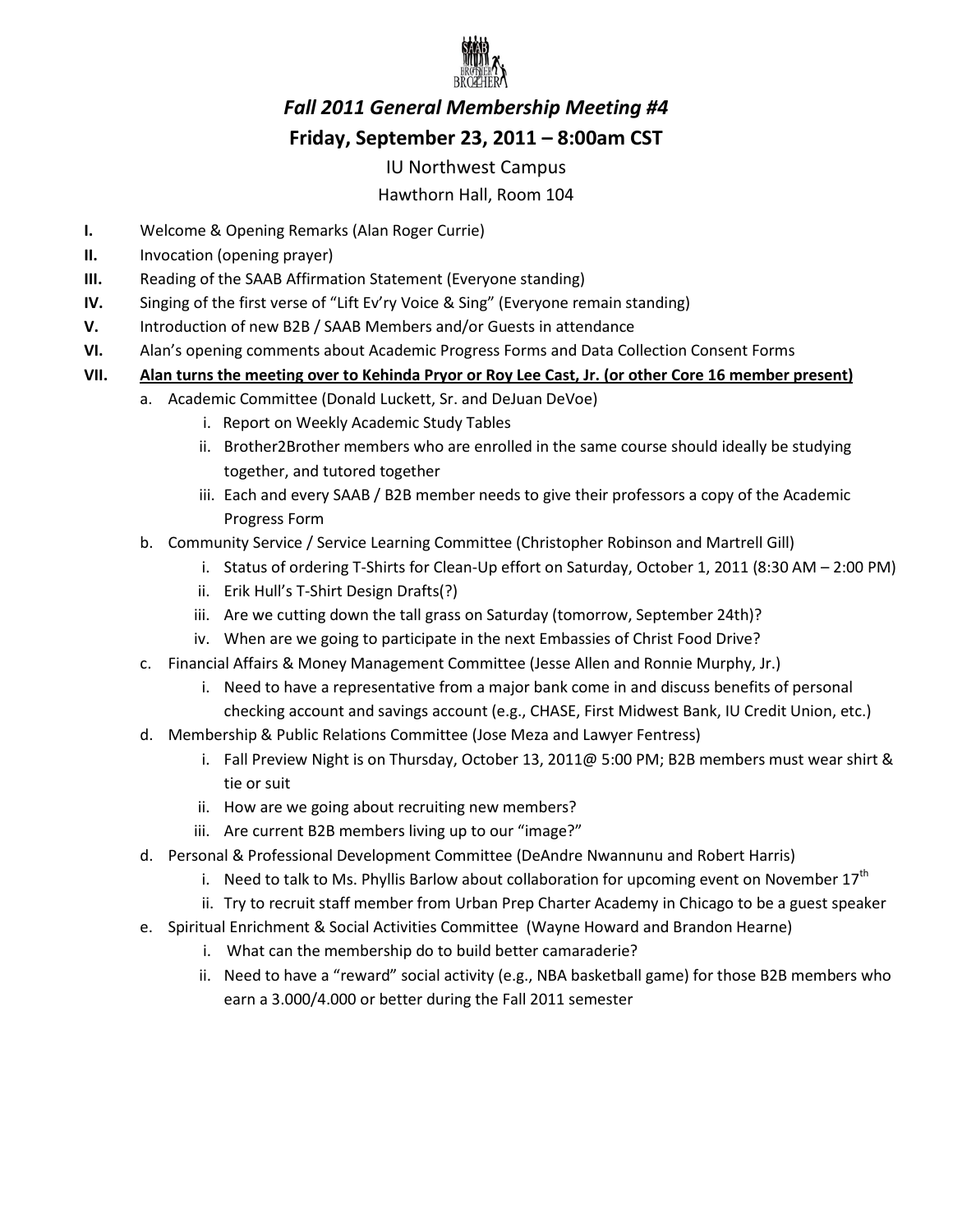*Fall 2011 General Membership Meeting #4*

**Friday, September 23, 2011 – 8:00am CST**

IU Northwest Campus

Hawthorn Hall, Room 104

**I.** Welcome & Opening Remarks (Alan Roger Currie)

**II.** Invocation (opening prayer)

**III.** Reading of the SAAB Affirmation Statement (Everyone standing)

**IV.** Singing of the first verse of "Lift Ev'ry Voice & Sing" (Everyone remain standing)

**V.** Introduction of new B2B / SAAB Members and/or Guests in attendance

**VI.** Alan's opening comments about Academic Progress Forms and Data Collection Consent Forms

**VII.** **<u>Alan turns the meeting over to Kehinda Pryor or Roy Lee Cast, Jr. (or other Core 16 member present)</u>**

- a. Academic Committee (Donald Luckett, Sr. and DeJuan DeVoe)
  - i. Report on Weekly Academic Study Tables
  - ii. Brother2Brother members who are enrolled in the same course should ideally be studying together, and tutored together
  - iii. Each and every SAAB / B2B member needs to give their professors a copy of the Academic Progress Form
- b. Community Service / Service Learning Committee (Christopher Robinson and Martrell Gill)
  - i. Status of ordering T-Shirts for Clean-Up effort on Saturday, October 1, 2011 (8:30 AM – 2:00 PM)
  - ii. Erik Hull's T-Shirt Design Drafts(?)
  - iii. Are we cutting down the tall grass on Saturday (tomorrow, September 24th)?
  - iv. When are we going to participate in the next Embassies of Christ Food Drive?
- c. Financial Affairs & Money Management Committee (Jesse Allen and Ronnie Murphy, Jr.)
  - i. Need to have a representative from a major bank come in and discuss benefits of personal checking account and savings account (e.g., CHASE, First Midwest Bank, IU Credit Union, etc.)
- d. Membership & Public Relations Committee (Jose Meza and Lawyer Fentress)
  - i. Fall Preview Night is on Thursday, October 13, 2011@ 5:00 PM; B2B members must wear shirt & tie or suit
  - ii. How are we going about recruiting new members?
  - iii. Are current B2B members living up to our "image?"
- d. Personal & Professional Development Committee (DeAndre Nwannunu and Robert Harris)
  - i. Need to talk to Ms. Phyllis Barlow about collaboration for upcoming event on November 17th
  - ii. Try to recruit staff member from Urban Prep Charter Academy in Chicago to be a guest speaker
- e. Spiritual Enrichment & Social Activities Committee (Wayne Howard and Brandon Hearne)
  - i. What can the membership do to build better camaraderie?
  - ii. Need to have a "reward" social activity (e.g., NBA basketball game) for those B2B members who earn a 3.000/4.000 or better during the Fall 2011 semester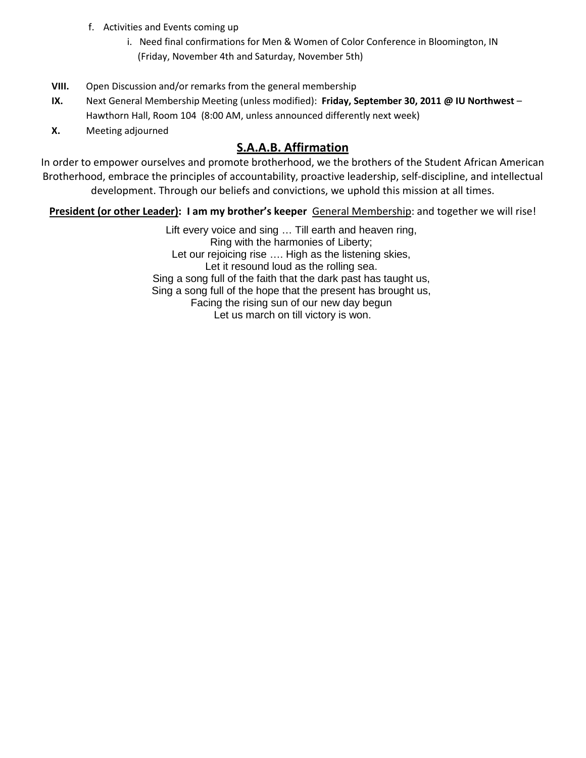f. Activities and Events coming up
      i. Need final confirmations for Men & Women of Color Conference in Bloomington, IN (Friday, November 4th and Saturday, November 5th)

**VIII.** Open Discussion and/or remarks from the general membership

**IX.** Next General Membership Meeting (unless modified): **Friday, September 30, 2011 @ IU Northwest** – Hawthorn Hall, Room 104 (8:00 AM, unless announced differently next week)

**X.** Meeting adjourned

## S.A.A.B. Affirmation

In order to empower ourselves and promote brotherhood, we the brothers of the Student African American Brotherhood, embrace the principles of accountability, proactive leadership, self-discipline, and intellectual development. Through our beliefs and convictions, we uphold this mission at all times.

**President (or other Leader): I am my brother's keeper** General Membership: and together we will rise!

Lift every voice and sing … Till earth and heaven ring,
Ring with the harmonies of Liberty;
Let our rejoicing rise …. High as the listening skies,
Let it resound loud as the rolling sea.
Sing a song full of the faith that the dark past has taught us,
Sing a song full of the hope that the present has brought us,
Facing the rising sun of our new day begun
Let us march on till victory is won.